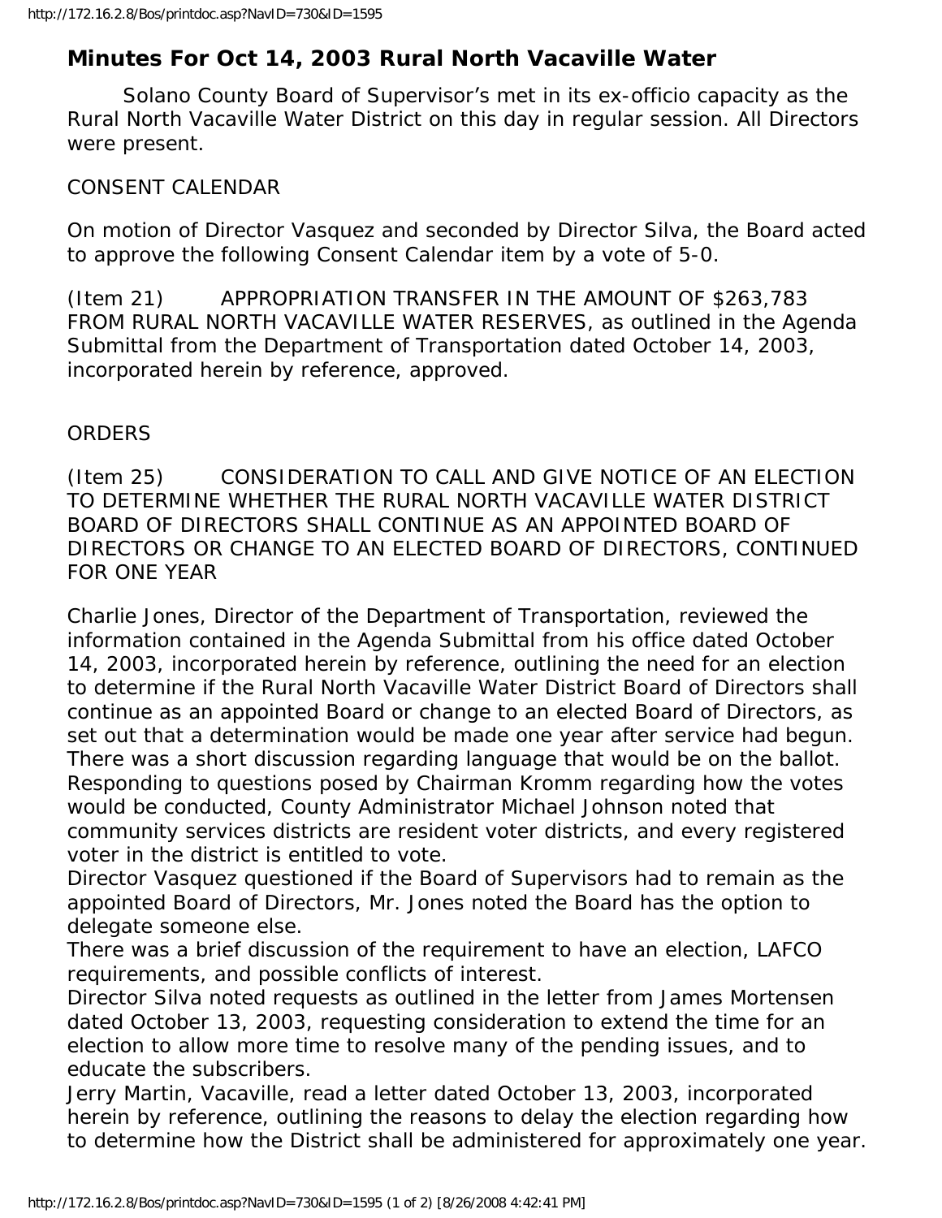## Minutes For Oct 14, 2003 Rural North Vacaville Water

Solano County Board of Supervisor's met in its ex-officio capacity as the Rural North Vacaville Water District on this day in regular session. All Directors were present.

CONSENT CALENDAR

On motion of Director Vasquez and seconded by Director Silva, the Board acted to approve the following Consent Calendar item by a vote of 5-0.

(Item 21) APPROPRIATION TRANSFER IN THE AMOUNT OF $263,783 FROM RURAL NORTH VACAVILLE WATER RESERVES, as outlined in the Agenda Submittal from the Department of Transportation dated October 14, 2003, incorporated herein by reference, approved.

ORDERS

(Item 25) CONSIDERATION TO CALL AND GIVE NOTICE OF AN ELECTION TO DETERMINE WHETHER THE RURAL NORTH VACAVILLE WATER DISTRICT BOARD OF DIRECTORS SHALL CONTINUE AS AN APPOINTED BOARD OF DIRECTORS OR CHANGE TO AN ELECTED BOARD OF DIRECTORS, CONTINUED FOR ONE YEAR

Charlie Jones, Director of the Department of Transportation, reviewed the information contained in the Agenda Submittal from his office dated October 14, 2003, incorporated herein by reference, outlining the need for an election to determine if the Rural North Vacaville Water District Board of Directors shall continue as an appointed Board or change to an elected Board of Directors, as set out that a determination would be made one year after service had begun. There was a short discussion regarding language that would be on the ballot. Responding to questions posed by Chairman Kromm regarding how the votes would be conducted, County Administrator Michael Johnson noted that community services districts are resident voter districts, and every registered voter in the district is entitled to vote.

Director Vasquez questioned if the Board of Supervisors had to remain as the appointed Board of Directors, Mr. Jones noted the Board has the option to delegate someone else.

There was a brief discussion of the requirement to have an election, LAFCO requirements, and possible conflicts of interest.

Director Silva noted requests as outlined in the letter from James Mortensen dated October 13, 2003, requesting consideration to extend the time for an election to allow more time to resolve many of the pending issues, and to educate the subscribers.

Jerry Martin, Vacaville, read a letter dated October 13, 2003, incorporated herein by reference, outlining the reasons to delay the election regarding how to determine how the District shall be administered for approximately one year.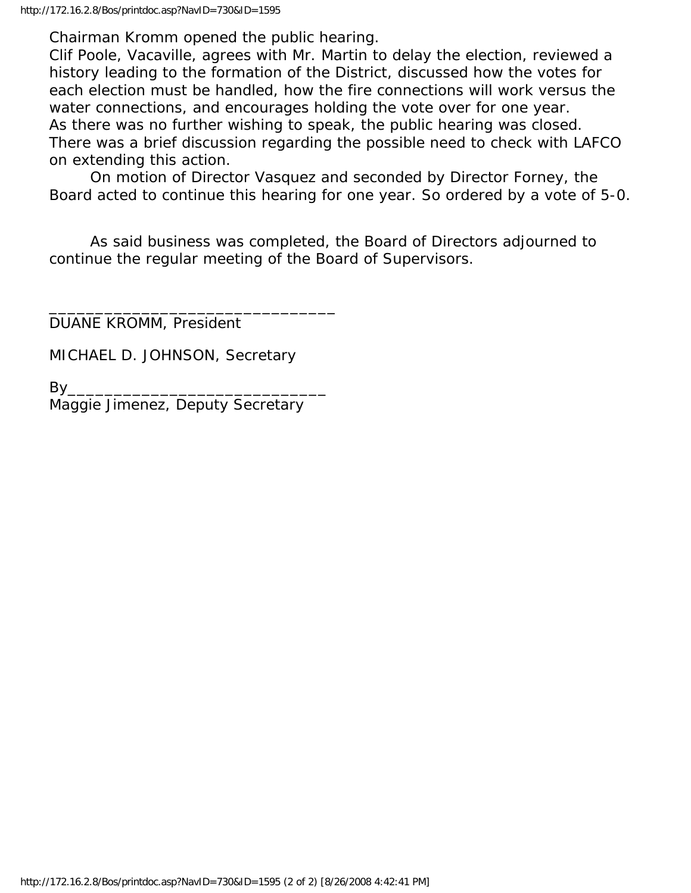Chairman Kromm opened the public hearing.
Clif Poole, Vacaville, agrees with Mr. Martin to delay the election, reviewed a history leading to the formation of the District, discussed how the votes for each election must be handled, how the fire connections will work versus the water connections, and encourages holding the vote over for one year.
As there was no further wishing to speak, the public hearing was closed.
There was a brief discussion regarding the possible need to check with LAFCO on extending this action.

On motion of Director Vasquez and seconded by Director Forney, the Board acted to continue this hearing for one year. So ordered by a vote of 5-0.

As said business was completed, the Board of Directors adjourned to continue the regular meeting of the Board of Supervisors.

_______________________________
DUANE KROMM, President

MICHAEL D. JOHNSON, Secretary

By____________________________
Maggie Jimenez, Deputy Secretary